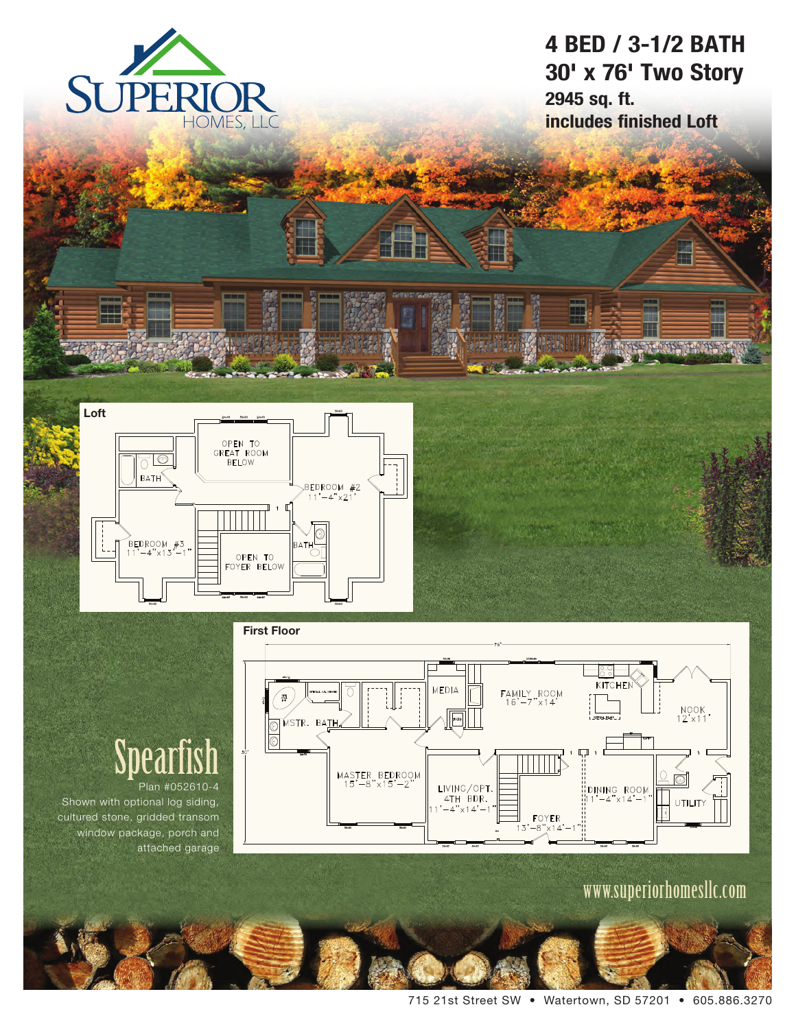SUPERIOR HOMES, LLC

# 4 BED / 3-1/2 BATH
## 30' x 76' Two Story

**2945 sq. ft.**
**includes finished Loft**

### Loft

OPEN TO GREAT ROOM BELOW

BATH

BEDROOM #2 11'-4"x21'

BEDROOM #3 11'-4"x13'-1"

BATH

OPEN TO FOYER BELOW

### First Floor

MSTR. BATH

MEDIA

FAMILY ROOM 16'-7"x14'

KITCHEN

NOOK 12'x11'

MASTER BEDROOM 15'-8"x15'-2"

LIVING/OPT. 4TH BDR. 11'-4"x14'-1"

FOYER 13'-8"x14'-1"

DINING ROOM 11'-4"x14'-1"

UTILITY

# Spearfish

Plan #052610-4

Shown with optional log siding, cultured stone, gridded transom window package, porch and attached garage

www.superiorhomesllc.com

715 21st Street SW • Watertown, SD 57201 • 605.886.3270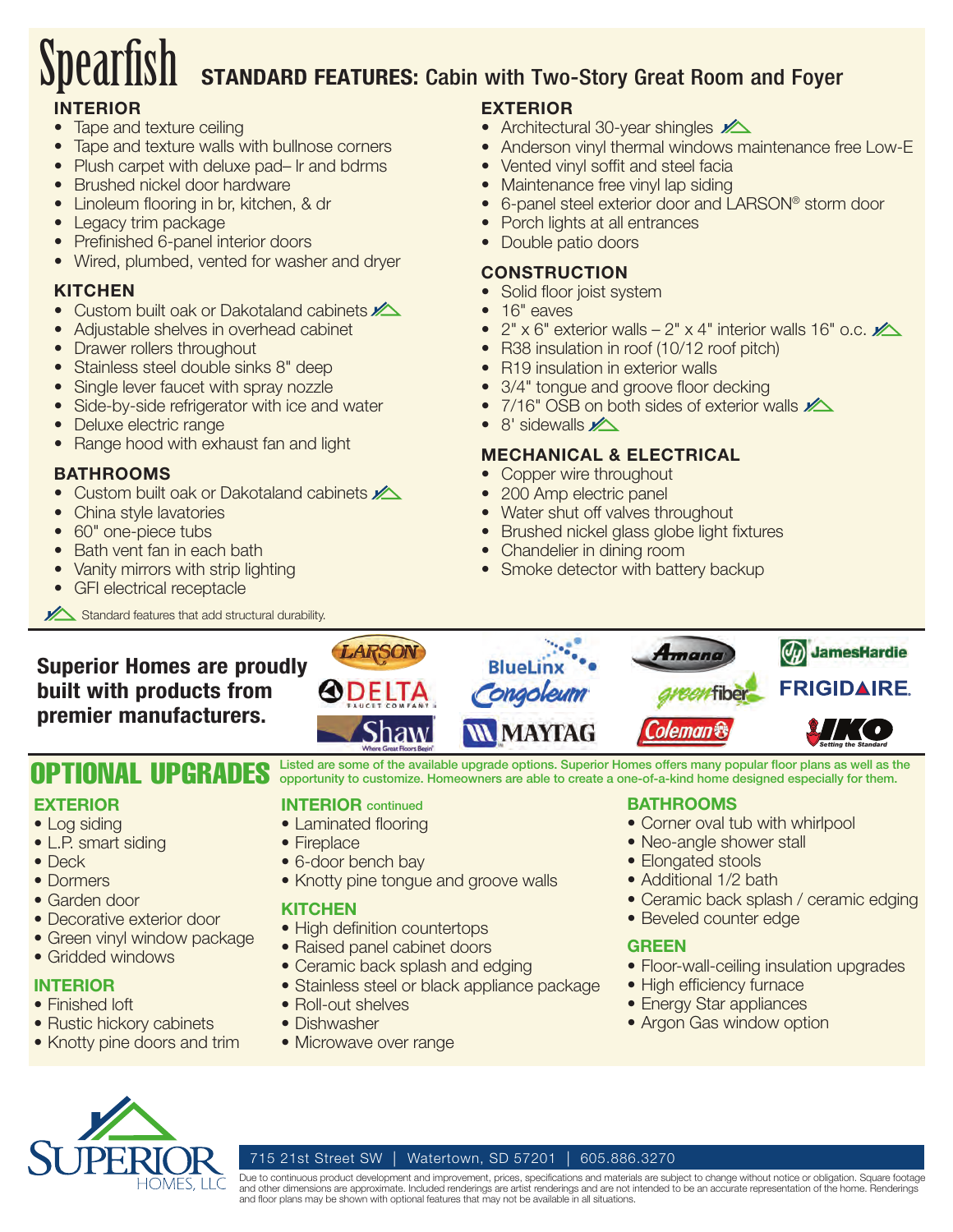# Spearfish

## STANDARD FEATURES: Cabin with Two-Story Great Room and Foyer

### INTERIOR
- Tape and texture ceiling
- Tape and texture walls with bullnose corners
- Plush carpet with deluxe pad– lr and bdrms
- Brushed nickel door hardware
- Linoleum flooring in br, kitchen, & dr
- Legacy trim package
- Prefinished 6-panel interior doors
- Wired, plumbed, vented for washer and dryer

### KITCHEN
- Custom built oak or Dakotaland cabinets
- Adjustable shelves in overhead cabinet
- Drawer rollers throughout
- Stainless steel double sinks 8" deep
- Single lever faucet with spray nozzle
- Side-by-side refrigerator with ice and water
- Deluxe electric range
- Range hood with exhaust fan and light

### BATHROOMS
- Custom built oak or Dakotaland cabinets
- China style lavatories
- 60" one-piece tubs
- Bath vent fan in each bath
- Vanity mirrors with strip lighting
- GFI electrical receptacle

### EXTERIOR
- Architectural 30-year shingles
- Anderson vinyl thermal windows maintenance free Low-E
- Vented vinyl soffit and steel facia
- Maintenance free vinyl lap siding
- 6-panel steel exterior door and LARSON® storm door
- Porch lights at all entrances
- Double patio doors

### CONSTRUCTION
- Solid floor joist system
- 16" eaves
- 2" x 6" exterior walls – 2" x 4" interior walls 16" o.c.
- R38 insulation in roof (10/12 roof pitch)
- R19 insulation in exterior walls
- 3/4" tongue and groove floor decking
- 7/16" OSB on both sides of exterior walls
- 8' sidewalls

### MECHANICAL & ELECTRICAL
- Copper wire throughout
- 200 Amp electric panel
- Water shut off valves throughout
- Brushed nickel glass globe light fixtures
- Chandelier in dining room
- Smoke detector with battery backup

Standard features that add structural durability.

**Superior Homes are proudly built with products from premier manufacturers.**

LARSON, BlueLinx, Amana, JamesHardie, DELTA FAUCET COMPANY, Congoleum, greenfiber, FRIGIDAIRE, Shaw Where Great Floors Begin, MAYTAG, Coleman, IKO Setting the Standard

## OPTIONAL UPGRADES

**Listed are some of the available upgrade options. Superior Homes offers many popular floor plans as well as the opportunity to customize. Homeowners are able to create a one-of-a-kind home designed especially for them.**

### EXTERIOR
- Log siding
- L.P. smart siding
- Deck
- Dormers
- Garden door
- Decorative exterior door
- Green vinyl window package
- Gridded windows

### INTERIOR
- Finished loft
- Rustic hickory cabinets
- Knotty pine doors and trim

### INTERIOR continued
- Laminated flooring
- Fireplace
- 6-door bench bay
- Knotty pine tongue and groove walls

### KITCHEN
- High definition countertops
- Raised panel cabinet doors
- Ceramic back splash and edging
- Stainless steel or black appliance package
- Roll-out shelves
- Dishwasher
- Microwave over range

### BATHROOMS
- Corner oval tub with whirlpool
- Neo-angle shower stall
- Elongated stools
- Additional 1/2 bath
- Ceramic back splash / ceramic edging
- Beveled counter edge

### GREEN
- Floor-wall-ceiling insulation upgrades
- High efficiency furnace
- Energy Star appliances
- Argon Gas window option

SUPERIOR HOMES, LLC

715 21st Street SW | Watertown, SD 57201 | 605.886.3270

Due to continuous product development and improvement, prices, specifications and materials are subject to change without notice or obligation. Square footage and other dimensions are approximate. Included renderings are artist renderings and are not intended to be an accurate representation of the home. Renderings and floor plans may be shown with optional features that may not be available in all situations.